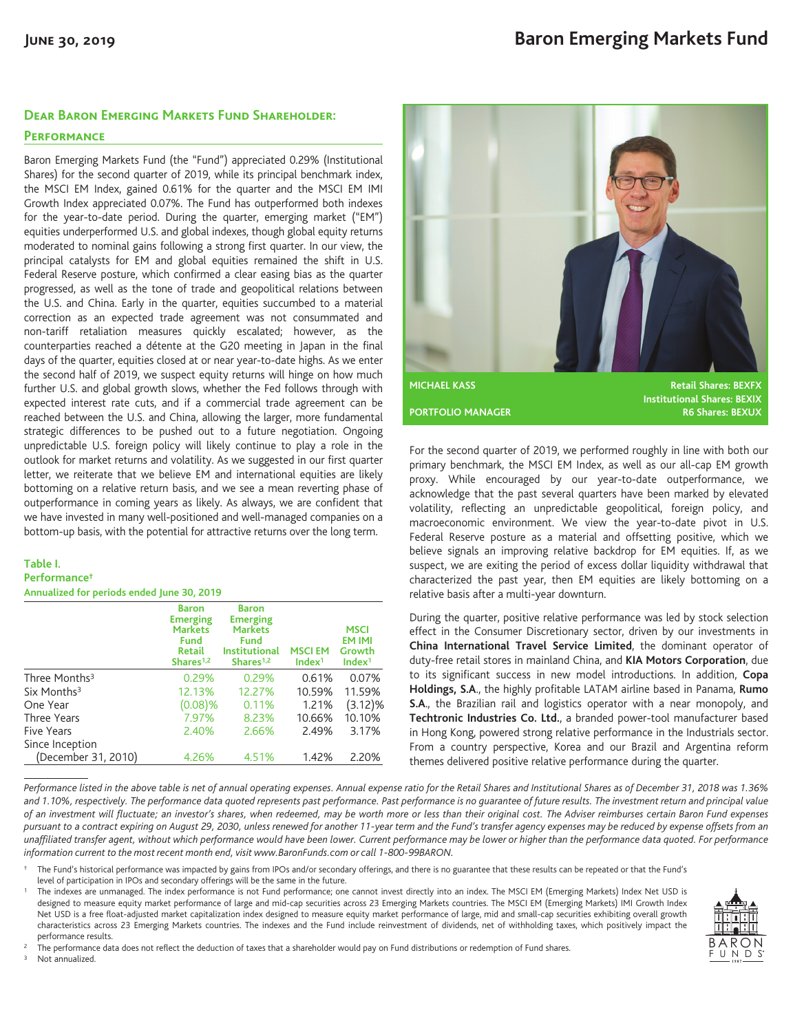# Baron Emerging Markets Fund

June 30, 2019

## Dear Baron Emerging Markets Fund Shareholder:

### Performance

Baron Emerging Markets Fund (the "Fund") appreciated 0.29% (Institutional Shares) for the second quarter of 2019, while its principal benchmark index, the MSCI EM Index, gained 0.61% for the quarter and the MSCI EM IMI Growth Index appreciated 0.07%. The Fund has outperformed both indexes for the year-to-date period. During the quarter, emerging market ("EM") equities underperformed U.S. and global indexes, though global equity returns moderated to nominal gains following a strong first quarter. In our view, the principal catalysts for EM and global equities remained the shift in U.S. Federal Reserve posture, which confirmed a clear easing bias as the quarter progressed, as well as the tone of trade and geopolitical relations between the U.S. and China. Early in the quarter, equities succumbed to a material correction as an expected trade agreement was not consummated and non-tariff retaliation measures quickly escalated; however, as the counterparties reached a détente at the G20 meeting in Japan in the final days of the quarter, equities closed at or near year-to-date highs. As we enter the second half of 2019, we suspect equity returns will hinge on how much further U.S. and global growth slows, whether the Fed follows through with expected interest rate cuts, and if a commercial trade agreement can be reached between the U.S. and China, allowing the larger, more fundamental strategic differences to be pushed out to a future negotiation. Ongoing unpredictable U.S. foreign policy will likely continue to play a role in the outlook for market returns and volatility. As we suggested in our first quarter letter, we reiterate that we believe EM and international equities are likely bottoming on a relative return basis, and we see a mean reverting phase of outperformance in coming years as likely. As always, we are confident that we have invested in many well-positioned and well-managed companies on a bottom-up basis, with the potential for attractive returns over the long term.

**Table I.**
**Performance†**
**Annualized for periods ended June 30, 2019**

| | Baron Emerging Markets Fund Retail Shares[1,2] | Baron Emerging Markets Fund Institutional Shares[1,2] | MSCI EM Index[1] | MSCI EM IMI Growth Index[1] |
|---|---|---|---|---|
| Three Months[3] | 0.29% | 0.29% | 0.61% | 0.07% |
| Six Months[3] | 12.13% | 12.27% | 10.59% | 11.59% |
| One Year | (0.08)% | 0.11% | 1.21% | (3.12)% |
| Three Years | 7.97% | 8.23% | 10.66% | 10.10% |
| Five Years | 2.40% | 2.66% | 2.49% | 3.17% |
| Since Inception (December 31, 2010) | 4.26% | 4.51% | 1.42% | 2.20% |

MICHAEL KASS
PORTFOLIO MANAGER

Retail Shares: BEXFX
Institutional Shares: BEXIX
R6 Shares: BEXUX

For the second quarter of 2019, we performed roughly in line with both our primary benchmark, the MSCI EM Index, as well as our all-cap EM growth proxy. While encouraged by our year-to-date outperformance, we acknowledge that the past several quarters have been marked by elevated volatility, reflecting an unpredictable geopolitical, foreign policy, and macroeconomic environment. We view the year-to-date pivot in U.S. Federal Reserve posture as a material and offsetting positive, which we believe signals an improving relative backdrop for EM equities. If, as we suspect, we are exiting the period of excess dollar liquidity withdrawal that characterized the past year, then EM equities are likely bottoming on a relative basis after a multi-year downturn.

During the quarter, positive relative performance was led by stock selection effect in the Consumer Discretionary sector, driven by our investments in **China International Travel Service Limited**, the dominant operator of duty-free retail stores in mainland China, and **KIA Motors Corporation**, due to its significant success in new model introductions. In addition, **Copa Holdings, S.A.**, the highly profitable LATAM airline based in Panama, **Rumo S.A.**, the Brazilian rail and logistics operator with a near monopoly, and **Techtronic Industries Co. Ltd.**, a branded power-tool manufacturer based in Hong Kong, powered strong relative performance in the Industrials sector. From a country perspective, Korea and our Brazil and Argentina reform themes delivered positive relative performance during the quarter.

*Performance listed in the above table is net of annual operating expenses. Annual expense ratio for the Retail Shares and Institutional Shares as of December 31, 2018 was 1.36% and 1.10%, respectively. The performance data quoted represents past performance. Past performance is no guarantee of future results. The investment return and principal value of an investment will fluctuate; an investor's shares, when redeemed, may be worth more or less than their original cost. The Adviser reimburses certain Baron Fund expenses pursuant to a contract expiring on August 29, 2030, unless renewed for another 11-year term and the Fund's transfer agency expenses may be reduced by expense offsets from an unaffiliated transfer agent, without which performance would have been lower. Current performance may be lower or higher than the performance data quoted. For performance information current to the most recent month end, visit www.BaronFunds.com or call 1-800-99BARON.*

† The Fund's historical performance was impacted by gains from IPOs and/or secondary offerings, and there is no guarantee that these results can be repeated or that the Fund's level of participation in IPOs and secondary offerings will be the same in the future.

1 The indexes are unmanaged. The index performance is not Fund performance; one cannot invest directly into an index. The MSCI EM (Emerging Markets) Index Net USD is designed to measure equity market performance of large and mid-cap securities across 23 Emerging Markets countries. The MSCI EM (Emerging Markets) IMI Growth Index Net USD is a free float-adjusted market capitalization index designed to measure equity market performance of large, mid and small-cap securities exhibiting overall growth characteristics across 23 Emerging Markets countries. The indexes and the Fund include reinvestment of dividends, net of withholding taxes, which positively impact the performance results.

2 The performance data does not reflect the deduction of taxes that a shareholder would pay on Fund distributions or redemption of Fund shares.

3 Not annualized.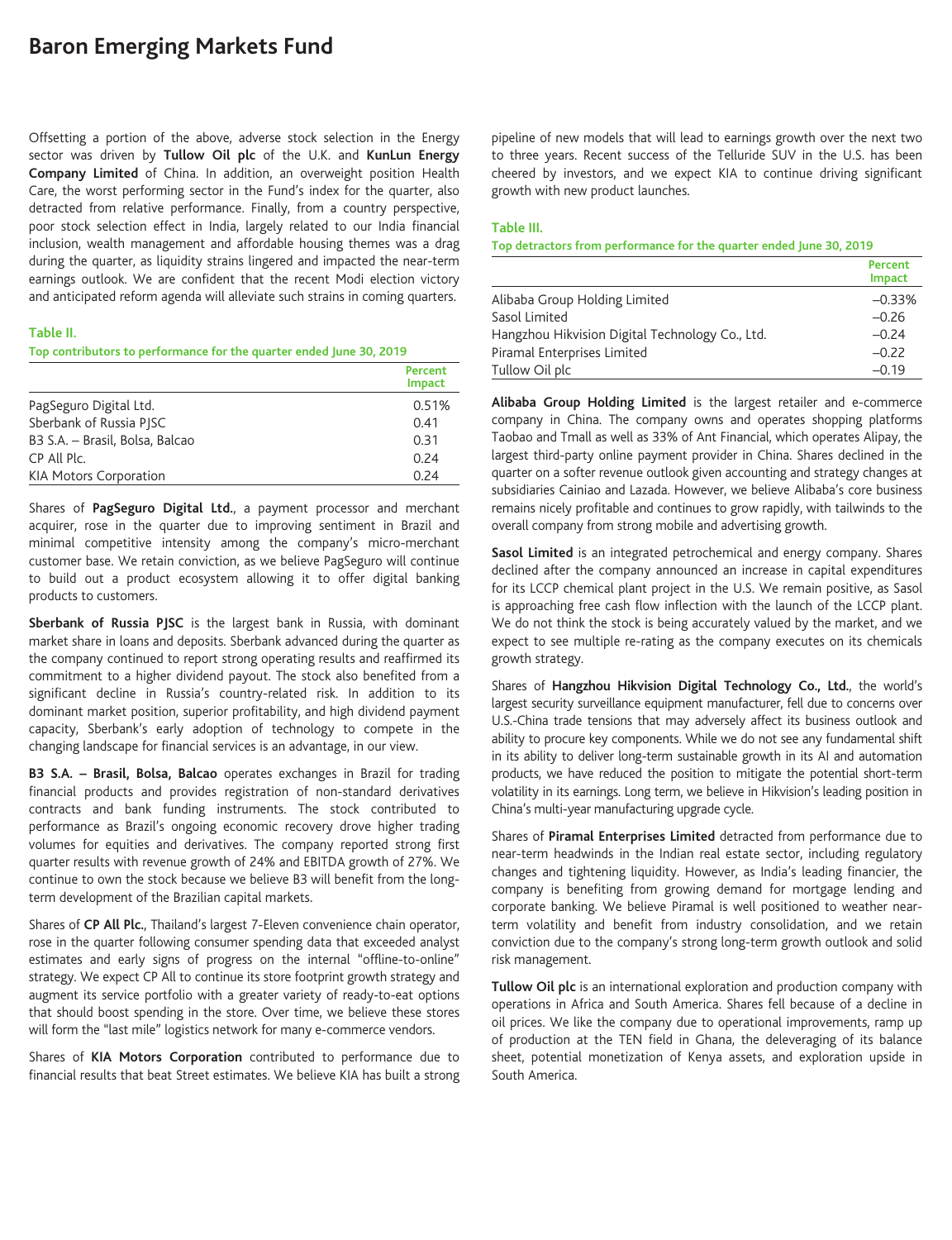Offsetting a portion of the above, adverse stock selection in the Energy sector was driven by **Tullow Oil plc** of the U.K. and **KunLun Energy Company Limited** of China. In addition, an overweight position Health Care, the worst performing sector in the Fund's index for the quarter, also detracted from relative performance. Finally, from a country perspective, poor stock selection effect in India, largely related to our India financial inclusion, wealth management and affordable housing themes was a drag during the quarter, as liquidity strains lingered and impacted the near-term earnings outlook. We are confident that the recent Modi election victory and anticipated reform agenda will alleviate such strains in coming quarters.

**Table II.**

**Top contributors to performance for the quarter ended June 30, 2019**

| | Percent Impact |
|---|---|
| PagSeguro Digital Ltd. | 0.51% |
| Sberbank of Russia PJSC | 0.41 |
| B3 S.A. – Brasil, Bolsa, Balcao | 0.31 |
| CP All Plc. | 0.24 |
| KIA Motors Corporation | 0.24 |

Shares of **PagSeguro Digital Ltd.**, a payment processor and merchant acquirer, rose in the quarter due to improving sentiment in Brazil and minimal competitive intensity among the company's micro-merchant customer base. We retain conviction, as we believe PagSeguro will continue to build out a product ecosystem allowing it to offer digital banking products to customers.

**Sberbank of Russia PJSC** is the largest bank in Russia, with dominant market share in loans and deposits. Sberbank advanced during the quarter as the company continued to report strong operating results and reaffirmed its commitment to a higher dividend payout. The stock also benefited from a significant decline in Russia's country-related risk. In addition to its dominant market position, superior profitability, and high dividend payment capacity, Sberbank's early adoption of technology to compete in the changing landscape for financial services is an advantage, in our view.

**B3 S.A. – Brasil, Bolsa, Balcao** operates exchanges in Brazil for trading financial products and provides registration of non-standard derivatives contracts and bank funding instruments. The stock contributed to performance as Brazil's ongoing economic recovery drove higher trading volumes for equities and derivatives. The company reported strong first quarter results with revenue growth of 24% and EBITDA growth of 27%. We continue to own the stock because we believe B3 will benefit from the long-term development of the Brazilian capital markets.

Shares of **CP All Plc.**, Thailand's largest 7-Eleven convenience chain operator, rose in the quarter following consumer spending data that exceeded analyst estimates and early signs of progress on the internal "offline-to-online" strategy. We expect CP All to continue its store footprint growth strategy and augment its service portfolio with a greater variety of ready-to-eat options that should boost spending in the store. Over time, we believe these stores will form the "last mile" logistics network for many e-commerce vendors.

Shares of **KIA Motors Corporation** contributed to performance due to financial results that beat Street estimates. We believe KIA has built a strong pipeline of new models that will lead to earnings growth over the next two to three years. Recent success of the Telluride SUV in the U.S. has been cheered by investors, and we expect KIA to continue driving significant growth with new product launches.

**Table III.**

**Top detractors from performance for the quarter ended June 30, 2019**

| | Percent Impact |
|---|---|
| Alibaba Group Holding Limited | –0.33% |
| Sasol Limited | –0.26 |
| Hangzhou Hikvision Digital Technology Co., Ltd. | –0.24 |
| Piramal Enterprises Limited | –0.22 |
| Tullow Oil plc | –0.19 |

**Alibaba Group Holding Limited** is the largest retailer and e-commerce company in China. The company owns and operates shopping platforms Taobao and Tmall as well as 33% of Ant Financial, which operates Alipay, the largest third-party online payment provider in China. Shares declined in the quarter on a softer revenue outlook given accounting and strategy changes at subsidiaries Cainiao and Lazada. However, we believe Alibaba's core business remains nicely profitable and continues to grow rapidly, with tailwinds to the overall company from strong mobile and advertising growth.

**Sasol Limited** is an integrated petrochemical and energy company. Shares declined after the company announced an increase in capital expenditures for its LCCP chemical plant project in the U.S. We remain positive, as Sasol is approaching free cash flow inflection with the launch of the LCCP plant. We do not think the stock is being accurately valued by the market, and we expect to see multiple re-rating as the company executes on its chemicals growth strategy.

Shares of **Hangzhou Hikvision Digital Technology Co., Ltd.**, the world's largest security surveillance equipment manufacturer, fell due to concerns over U.S.-China trade tensions that may adversely affect its business outlook and ability to procure key components. While we do not see any fundamental shift in its ability to deliver long-term sustainable growth in its AI and automation products, we have reduced the position to mitigate the potential short-term volatility in its earnings. Long term, we believe in Hikvision's leading position in China's multi-year manufacturing upgrade cycle.

Shares of **Piramal Enterprises Limited** detracted from performance due to near-term headwinds in the Indian real estate sector, including regulatory changes and tightening liquidity. However, as India's leading financier, the company is benefiting from growing demand for mortgage lending and corporate banking. We believe Piramal is well positioned to weather near-term volatility and benefit from industry consolidation, and we retain conviction due to the company's strong long-term growth outlook and solid risk management.

**Tullow Oil plc** is an international exploration and production company with operations in Africa and South America. Shares fell because of a decline in oil prices. We like the company due to operational improvements, ramp up of production at the TEN field in Ghana, the deleveraging of its balance sheet, potential monetization of Kenya assets, and exploration upside in South America.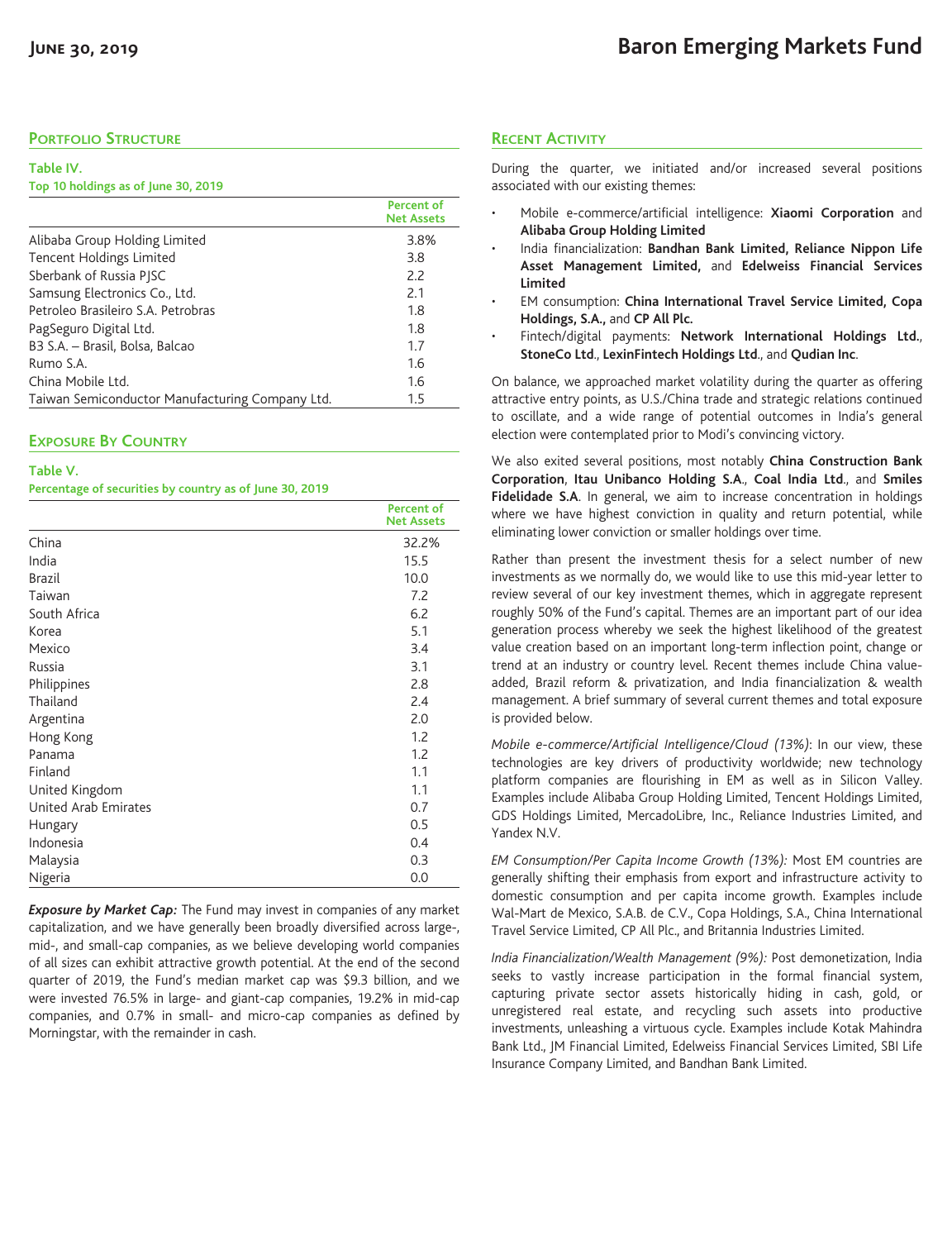## Portfolio Structure

**Table IV.**
**Top 10 holdings as of June 30, 2019**

| | Percent of Net Assets |
|---|---|
| Alibaba Group Holding Limited | 3.8% |
| Tencent Holdings Limited | 3.8 |
| Sberbank of Russia PJSC | 2.2 |
| Samsung Electronics Co., Ltd. | 2.1 |
| Petroleo Brasileiro S.A. Petrobras | 1.8 |
| PagSeguro Digital Ltd. | 1.8 |
| B3 S.A. – Brasil, Bolsa, Balcao | 1.7 |
| Rumo S.A. | 1.6 |
| China Mobile Ltd. | 1.6 |
| Taiwan Semiconductor Manufacturing Company Ltd. | 1.5 |

## Exposure By Country

**Table V.**
**Percentage of securities by country as of June 30, 2019**

| | Percent of Net Assets |
|---|---|
| China | 32.2% |
| India | 15.5 |
| Brazil | 10.0 |
| Taiwan | 7.2 |
| South Africa | 6.2 |
| Korea | 5.1 |
| Mexico | 3.4 |
| Russia | 3.1 |
| Philippines | 2.8 |
| Thailand | 2.4 |
| Argentina | 2.0 |
| Hong Kong | 1.2 |
| Panama | 1.2 |
| Finland | 1.1 |
| United Kingdom | 1.1 |
| United Arab Emirates | 0.7 |
| Hungary | 0.5 |
| Indonesia | 0.4 |
| Malaysia | 0.3 |
| Nigeria | 0.0 |

***Exposure by Market Cap:*** The Fund may invest in companies of any market capitalization, and we have generally been broadly diversified across large-, mid-, and small-cap companies, as we believe developing world companies of all sizes can exhibit attractive growth potential. At the end of the second quarter of 2019, the Fund's median market cap was $9.3 billion, and we were invested 76.5% in large- and giant-cap companies, 19.2% in mid-cap companies, and 0.7% in small- and micro-cap companies as defined by Morningstar, with the remainder in cash.

## Recent Activity

During the quarter, we initiated and/or increased several positions associated with our existing themes:

- Mobile e-commerce/artificial intelligence: **Xiaomi Corporation** and **Alibaba Group Holding Limited**
- India financialization: **Bandhan Bank Limited, Reliance Nippon Life Asset Management Limited,** and **Edelweiss Financial Services Limited**
- EM consumption: **China International Travel Service Limited, Copa Holdings, S.A.,** and **CP All Plc.**
- Fintech/digital payments: **Network International Holdings Ltd.**, **StoneCo Ltd.**, **LexinFintech Holdings Ltd.**, and **Qudian Inc**.

On balance, we approached market volatility during the quarter as offering attractive entry points, as U.S./China trade and strategic relations continued to oscillate, and a wide range of potential outcomes in India's general election were contemplated prior to Modi's convincing victory.

We also exited several positions, most notably **China Construction Bank Corporation**, **Itau Unibanco Holding S.A**., **Coal India Ltd**., and **Smiles Fidelidade S.A**. In general, we aim to increase concentration in holdings where we have highest conviction in quality and return potential, while eliminating lower conviction or smaller holdings over time.

Rather than present the investment thesis for a select number of new investments as we normally do, we would like to use this mid-year letter to review several of our key investment themes, which in aggregate represent roughly 50% of the Fund's capital. Themes are an important part of our idea generation process whereby we seek the highest likelihood of the greatest value creation based on an important long-term inflection point, change or trend at an industry or country level. Recent themes include China value-added, Brazil reform & privatization, and India financialization & wealth management. A brief summary of several current themes and total exposure is provided below.

*Mobile e-commerce/Artificial Intelligence/Cloud (13%)*: In our view, these technologies are key drivers of productivity worldwide; new technology platform companies are flourishing in EM as well as in Silicon Valley. Examples include Alibaba Group Holding Limited, Tencent Holdings Limited, GDS Holdings Limited, MercadoLibre, Inc., Reliance Industries Limited, and Yandex N.V.

*EM Consumption/Per Capita Income Growth (13%):* Most EM countries are generally shifting their emphasis from export and infrastructure activity to domestic consumption and per capita income growth. Examples include Wal-Mart de Mexico, S.A.B. de C.V., Copa Holdings, S.A., China International Travel Service Limited, CP All Plc., and Britannia Industries Limited.

*India Financialization/Wealth Management (9%):* Post demonetization, India seeks to vastly increase participation in the formal financial system, capturing private sector assets historically hiding in cash, gold, or unregistered real estate, and recycling such assets into productive investments, unleashing a virtuous cycle. Examples include Kotak Mahindra Bank Ltd., JM Financial Limited, Edelweiss Financial Services Limited, SBI Life Insurance Company Limited, and Bandhan Bank Limited.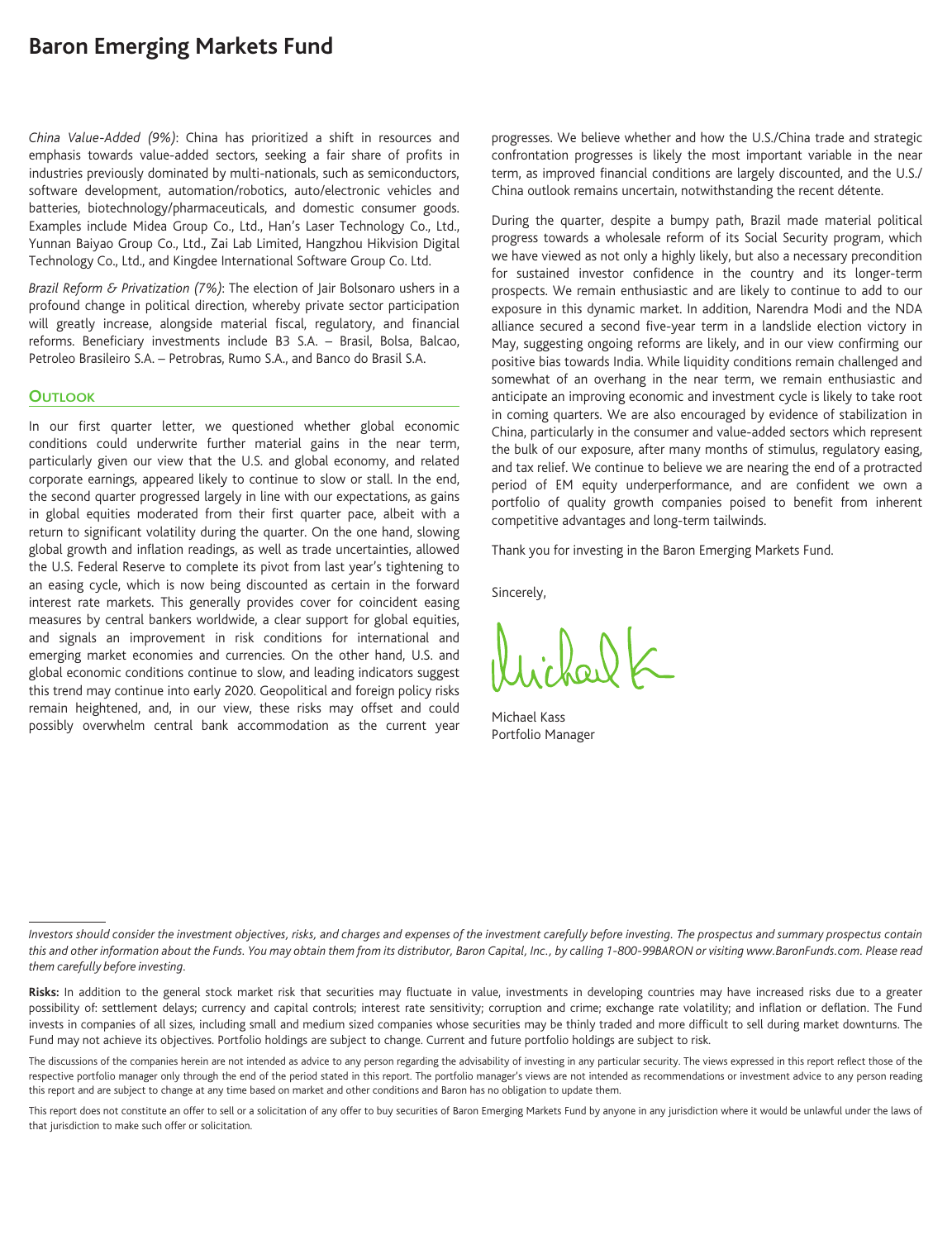*China Value-Added (9%)*: China has prioritized a shift in resources and emphasis towards value-added sectors, seeking a fair share of profits in industries previously dominated by multi-nationals, such as semiconductors, software development, automation/robotics, auto/electronic vehicles and batteries, biotechnology/pharmaceuticals, and domestic consumer goods. Examples include Midea Group Co., Ltd., Han's Laser Technology Co., Ltd., Yunnan Baiyao Group Co., Ltd., Zai Lab Limited, Hangzhou Hikvision Digital Technology Co., Ltd., and Kingdee International Software Group Co. Ltd.

*Brazil Reform & Privatization (7%)*: The election of Jair Bolsonaro ushers in a profound change in political direction, whereby private sector participation will greatly increase, alongside material fiscal, regulatory, and financial reforms. Beneficiary investments include B3 S.A. – Brasil, Bolsa, Balcao, Petroleo Brasileiro S.A. – Petrobras, Rumo S.A., and Banco do Brasil S.A.

## Outlook

In our first quarter letter, we questioned whether global economic conditions could underwrite further material gains in the near term, particularly given our view that the U.S. and global economy, and related corporate earnings, appeared likely to continue to slow or stall. In the end, the second quarter progressed largely in line with our expectations, as gains in global equities moderated from their first quarter pace, albeit with a return to significant volatility during the quarter. On the one hand, slowing global growth and inflation readings, as well as trade uncertainties, allowed the U.S. Federal Reserve to complete its pivot from last year's tightening to an easing cycle, which is now being discounted as certain in the forward interest rate markets. This generally provides cover for coincident easing measures by central bankers worldwide, a clear support for global equities, and signals an improvement in risk conditions for international and emerging market economies and currencies. On the other hand, U.S. and global economic conditions continue to slow, and leading indicators suggest this trend may continue into early 2020. Geopolitical and foreign policy risks remain heightened, and, in our view, these risks may offset and could possibly overwhelm central bank accommodation as the current year progresses. We believe whether and how the U.S./China trade and strategic confrontation progresses is likely the most important variable in the near term, as improved financial conditions are largely discounted, and the U.S./China outlook remains uncertain, notwithstanding the recent détente.

During the quarter, despite a bumpy path, Brazil made material political progress towards a wholesale reform of its Social Security program, which we have viewed as not only a highly likely, but also a necessary precondition for sustained investor confidence in the country and its longer-term prospects. We remain enthusiastic and are likely to continue to add to our exposure in this dynamic market. In addition, Narendra Modi and the NDA alliance secured a second five-year term in a landslide election victory in May, suggesting ongoing reforms are likely, and in our view confirming our positive bias towards India. While liquidity conditions remain challenged and somewhat of an overhang in the near term, we remain enthusiastic and anticipate an improving economic and investment cycle is likely to take root in coming quarters. We are also encouraged by evidence of stabilization in China, particularly in the consumer and value-added sectors which represent the bulk of our exposure, after many months of stimulus, regulatory easing, and tax relief. We continue to believe we are nearing the end of a protracted period of EM equity underperformance, and are confident we own a portfolio of quality growth companies poised to benefit from inherent competitive advantages and long-term tailwinds.

Thank you for investing in the Baron Emerging Markets Fund.

Sincerely,

Michael Kass
Portfolio Manager

---

*Investors should consider the investment objectives, risks, and charges and expenses of the investment carefully before investing. The prospectus and summary prospectus contain this and other information about the Funds. You may obtain them from its distributor, Baron Capital, Inc., by calling 1-800-99BARON or visiting www.BaronFunds.com. Please read them carefully before investing.*

**Risks:** In addition to the general stock market risk that securities may fluctuate in value, investments in developing countries may have increased risks due to a greater possibility of: settlement delays; currency and capital controls; interest rate sensitivity; corruption and crime; exchange rate volatility; and inflation or deflation. The Fund invests in companies of all sizes, including small and medium sized companies whose securities may be thinly traded and more difficult to sell during market downturns. The Fund may not achieve its objectives. Portfolio holdings are subject to change. Current and future portfolio holdings are subject to risk.

The discussions of the companies herein are not intended as advice to any person regarding the advisability of investing in any particular security. The views expressed in this report reflect those of the respective portfolio manager only through the end of the period stated in this report. The portfolio manager's views are not intended as recommendations or investment advice to any person reading this report and are subject to change at any time based on market and other conditions and Baron has no obligation to update them.

This report does not constitute an offer to sell or a solicitation of any offer to buy securities of Baron Emerging Markets Fund by anyone in any jurisdiction where it would be unlawful under the laws of that jurisdiction to make such offer or solicitation.